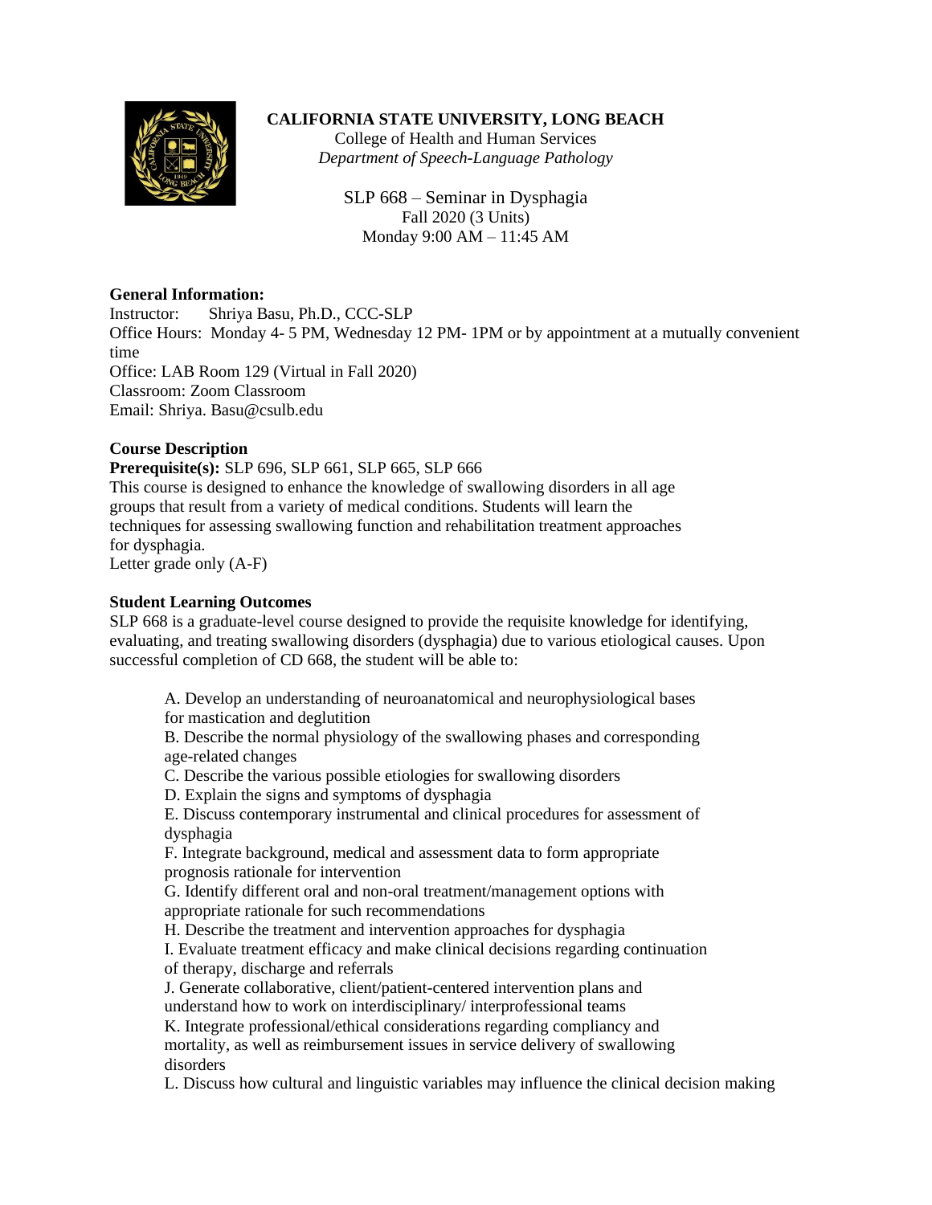# CALIFORNIA STATE UNIVERSITY, LONG BEACH

College of Health and Human Services
*Department of Speech-Language Pathology*

SLP 668 – Seminar in Dysphagia
Fall 2020 (3 Units)
Monday 9:00 AM – 11:45 AM

**General Information:**
Instructor: Shriya Basu, Ph.D., CCC-SLP
Office Hours: Monday 4- 5 PM, Wednesday 12 PM- 1PM or by appointment at a mutually convenient time
Office: LAB Room 129 (Virtual in Fall 2020)
Classroom: Zoom Classroom
Email: Shriya. Basu@csulb.edu

**Course Description**

**Prerequisite(s):** SLP 696, SLP 661, SLP 665, SLP 666
This course is designed to enhance the knowledge of swallowing disorders in all age groups that result from a variety of medical conditions. Students will learn the techniques for assessing swallowing function and rehabilitation treatment approaches for dysphagia.
Letter grade only (A-F)

**Student Learning Outcomes**

SLP 668 is a graduate-level course designed to provide the requisite knowledge for identifying, evaluating, and treating swallowing disorders (dysphagia) due to various etiological causes. Upon successful completion of CD 668, the student will be able to:

A. Develop an understanding of neuroanatomical and neurophysiological bases for mastication and deglutition
B. Describe the normal physiology of the swallowing phases and corresponding age-related changes
C. Describe the various possible etiologies for swallowing disorders
D. Explain the signs and symptoms of dysphagia
E. Discuss contemporary instrumental and clinical procedures for assessment of dysphagia
F. Integrate background, medical and assessment data to form appropriate prognosis rationale for intervention
G. Identify different oral and non-oral treatment/management options with appropriate rationale for such recommendations
H. Describe the treatment and intervention approaches for dysphagia
I. Evaluate treatment efficacy and make clinical decisions regarding continuation of therapy, discharge and referrals
J. Generate collaborative, client/patient-centered intervention plans and understand how to work on interdisciplinary/ interprofessional teams
K. Integrate professional/ethical considerations regarding compliancy and mortality, as well as reimbursement issues in service delivery of swallowing disorders
L. Discuss how cultural and linguistic variables may influence the clinical decision making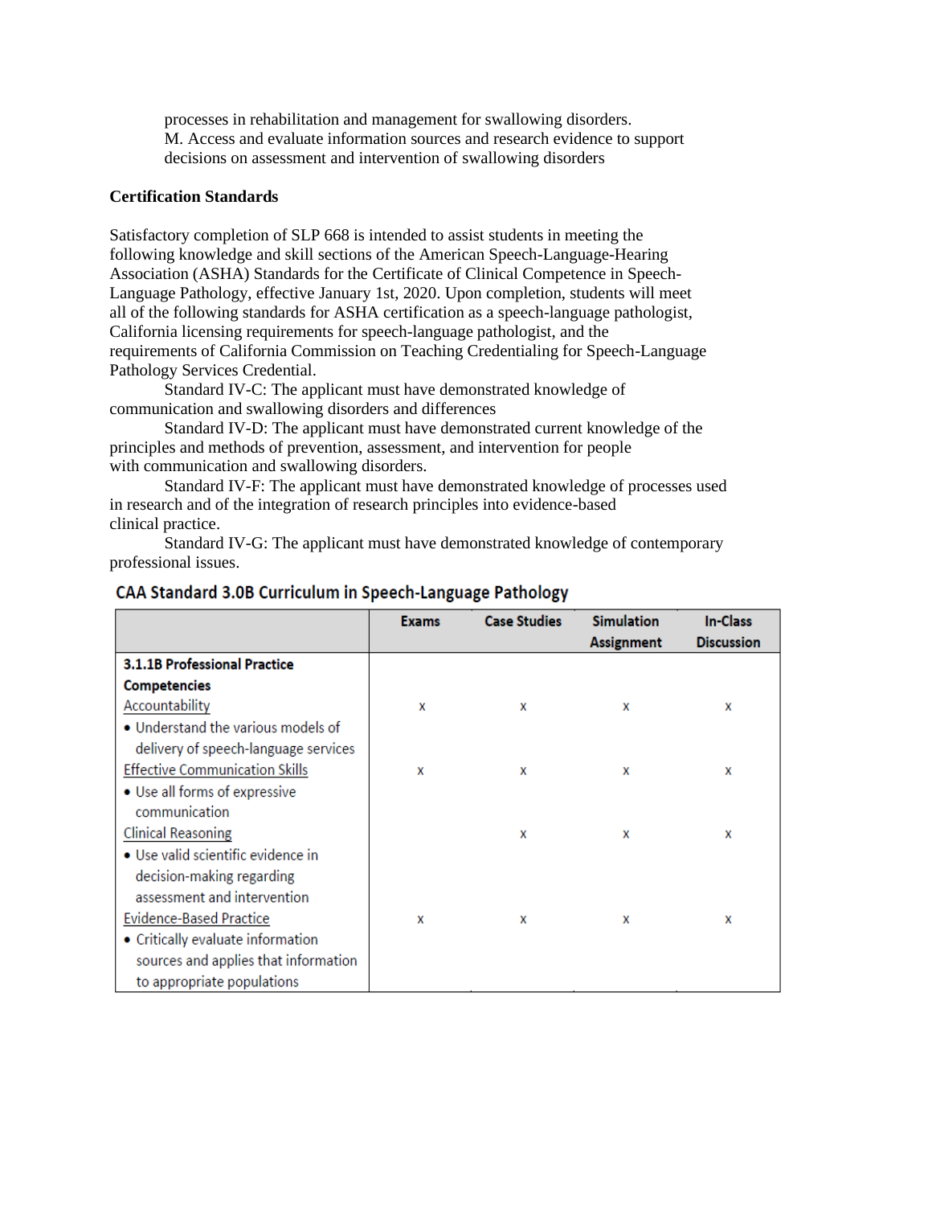processes in rehabilitation and management for swallowing disorders.

M. Access and evaluate information sources and research evidence to support decisions on assessment and intervention of swallowing disorders

**Certification Standards**

Satisfactory completion of SLP 668 is intended to assist students in meeting the following knowledge and skill sections of the American Speech-Language-Hearing Association (ASHA) Standards for the Certificate of Clinical Competence in Speech-Language Pathology, effective January 1st, 2020. Upon completion, students will meet all of the following standards for ASHA certification as a speech-language pathologist, California licensing requirements for speech-language pathologist, and the requirements of California Commission on Teaching Credentialing for Speech-Language Pathology Services Credential.

Standard IV-C: The applicant must have demonstrated knowledge of communication and swallowing disorders and differences

Standard IV-D: The applicant must have demonstrated current knowledge of the principles and methods of prevention, assessment, and intervention for people with communication and swallowing disorders.

Standard IV-F: The applicant must have demonstrated knowledge of processes used in research and of the integration of research principles into evidence-based clinical practice.

Standard IV-G: The applicant must have demonstrated knowledge of contemporary professional issues.

**CAA Standard 3.0B Curriculum in Speech-Language Pathology**

| | Exams | Case Studies | Simulation Assignment | In-Class Discussion |
|---|---|---|---|---|
| **3.1.1B Professional Practice Competencies** | | | | |
| Accountability<br>• Understand the various models of delivery of speech-language services | x | x | x | x |
| Effective Communication Skills<br>• Use all forms of expressive communication | x | x | x | x |
| Clinical Reasoning<br>• Use valid scientific evidence in decision-making regarding assessment and intervention | | x | x | x |
| Evidence-Based Practice<br>• Critically evaluate information sources and applies that information to appropriate populations | x | x | x | x |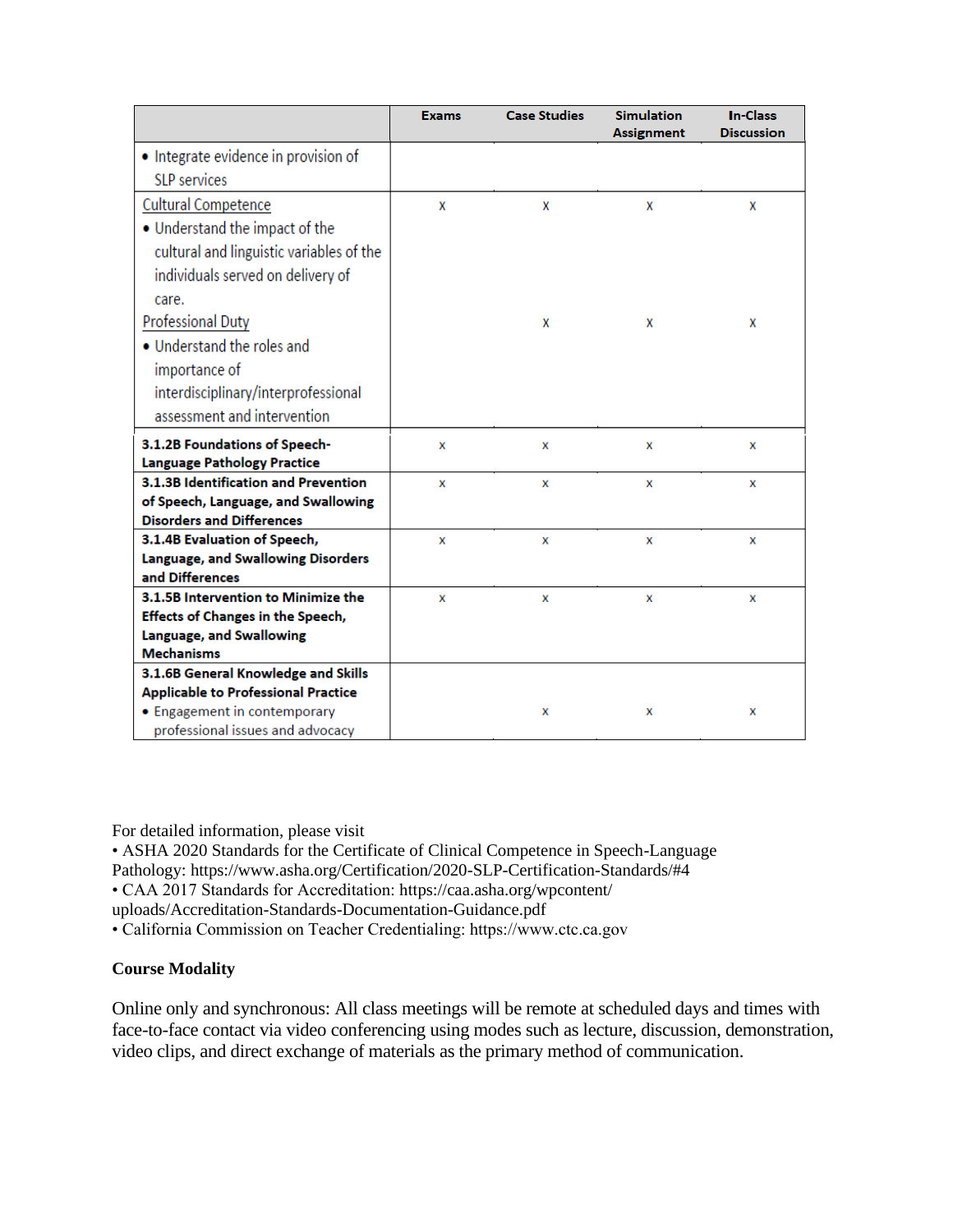| | Exams | Case Studies | Simulation Assignment | In-Class Discussion |
|---|---|---|---|---|
| • Integrate evidence in provision of SLP services | | | | |
| Cultural Competence<br>• Understand the impact of the cultural and linguistic variables of the individuals served on delivery of care. | x | x | x | x |
| Professional Duty<br>• Understand the roles and importance of interdisciplinary/interprofessional assessment and intervention | | x | x | x |
| **3.1.2B Foundations of Speech-Language Pathology Practice** | x | x | x | x |
| **3.1.3B Identification and Prevention of Speech, Language, and Swallowing Disorders and Differences** | x | x | x | x |
| **3.1.4B Evaluation of Speech, Language, and Swallowing Disorders and Differences** | x | x | x | x |
| **3.1.5B Intervention to Minimize the Effects of Changes in the Speech, Language, and Swallowing Mechanisms** | x | x | x | x |
| **3.1.6B General Knowledge and Skills Applicable to Professional Practice**<br>• Engagement in contemporary professional issues and advocacy | | x | x | x |

For detailed information, please visit

- ASHA 2020 Standards for the Certificate of Clinical Competence in Speech-Language Pathology: https://www.asha.org/Certification/2020-SLP-Certification-Standards/#4
- CAA 2017 Standards for Accreditation: https://caa.asha.org/wpcontent/uploads/Accreditation-Standards-Documentation-Guidance.pdf
- California Commission on Teacher Credentialing: https://www.ctc.ca.gov

**Course Modality**

Online only and synchronous: All class meetings will be remote at scheduled days and times with face-to-face contact via video conferencing using modes such as lecture, discussion, demonstration, video clips, and direct exchange of materials as the primary method of communication.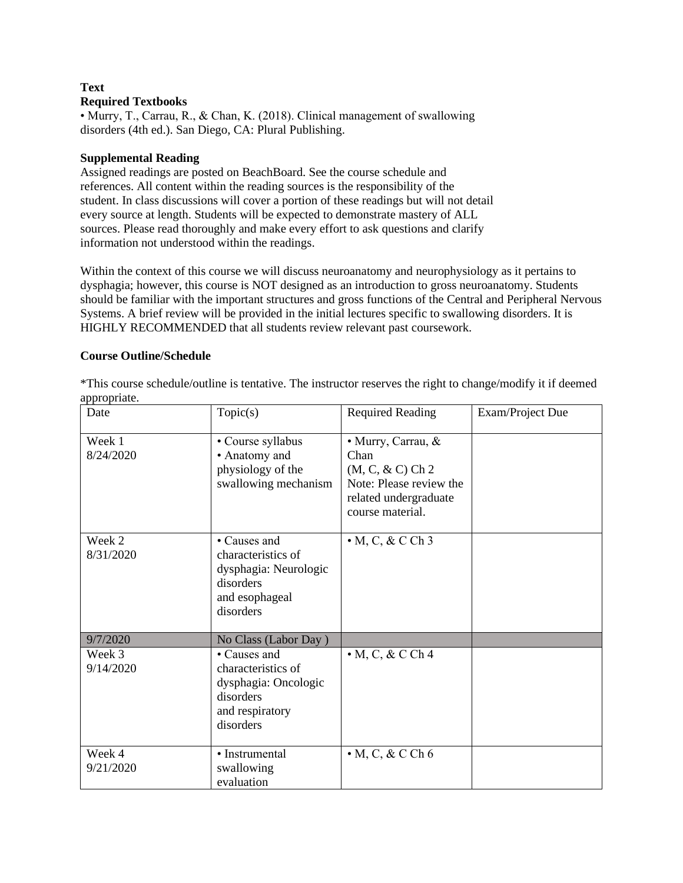**Text**

**Required Textbooks**

• Murry, T., Carrau, R., & Chan, K. (2018). Clinical management of swallowing disorders (4th ed.). San Diego, CA: Plural Publishing.

**Supplemental Reading**

Assigned readings are posted on BeachBoard. See the course schedule and references. All content within the reading sources is the responsibility of the student. In class discussions will cover a portion of these readings but will not detail every source at length. Students will be expected to demonstrate mastery of ALL sources. Please read thoroughly and make every effort to ask questions and clarify information not understood within the readings.

Within the context of this course we will discuss neuroanatomy and neurophysiology as it pertains to dysphagia; however, this course is NOT designed as an introduction to gross neuroanatomy. Students should be familiar with the important structures and gross functions of the Central and Peripheral Nervous Systems. A brief review will be provided in the initial lectures specific to swallowing disorders. It is HIGHLY RECOMMENDED that all students review relevant past coursework.

**Course Outline/Schedule**

*This course schedule/outline is tentative. The instructor reserves the right to change/modify it if deemed appropriate.

| Date | Topic(s) | Required Reading | Exam/Project Due |
|---|---|---|---|
| Week 1 8/24/2020 | • Course syllabus<br>• Anatomy and physiology of the swallowing mechanism | • Murry, Carrau, & Chan (M, C, & C) Ch 2<br>Note: Please review the related undergraduate course material. | |
| Week 2 8/31/2020 | • Causes and characteristics of dysphagia: Neurologic disorders and esophageal disorders | • M, C, & C Ch 3 | |
| 9/7/2020 | No Class (Labor Day ) | | |
| Week 3 9/14/2020 | • Causes and characteristics of dysphagia: Oncologic disorders and respiratory disorders | • M, C, & C Ch 4 | |
| Week 4 9/21/2020 | • Instrumental swallowing evaluation | • M, C, & C Ch 6 | |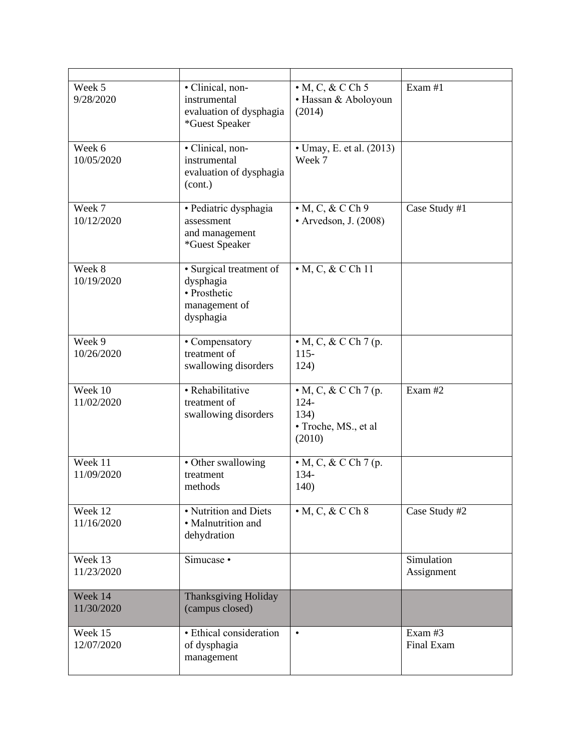| | | | |
|---|---|---|---|
| Week 5<br>9/28/2020 | • Clinical, non-instrumental evaluation of dysphagia<br>*Guest Speaker | • M, C, & C Ch 5<br>• Hassan & Aboloyoun (2014) | Exam #1 |
| Week 6<br>10/05/2020 | • Clinical, non-instrumental evaluation of dysphagia (cont.) | • Umay, E. et al. (2013) Week 7 | |
| Week 7<br>10/12/2020 | • Pediatric dysphagia assessment and management<br>*Guest Speaker | • M, C, & C Ch 9<br>• Arvedson, J. (2008) | Case Study #1 |
| Week 8<br>10/19/2020 | • Surgical treatment of dysphagia<br>• Prosthetic management of dysphagia | • M, C, & C Ch 11 | |
| Week 9<br>10/26/2020 | • Compensatory treatment of swallowing disorders | • M, C, & C Ch 7 (p. 115-124) | |
| Week 10<br>11/02/2020 | • Rehabilitative treatment of swallowing disorders | • M, C, & C Ch 7 (p. 124-134)<br>• Troche, MS., et al (2010) | Exam #2 |
| Week 11<br>11/09/2020 | • Other swallowing treatment methods | • M, C, & C Ch 7 (p. 134-140) | |
| Week 12<br>11/16/2020 | • Nutrition and Diets<br>• Malnutrition and dehydration | • M, C, & C Ch 8 | Case Study #2 |
| Week 13<br>11/23/2020 | Simucase • | | Simulation Assignment |
| Week 14<br>11/30/2020 | Thanksgiving Holiday (campus closed) | | |
| Week 15<br>12/07/2020 | • Ethical consideration of dysphagia management | • | Exam #3<br>Final Exam |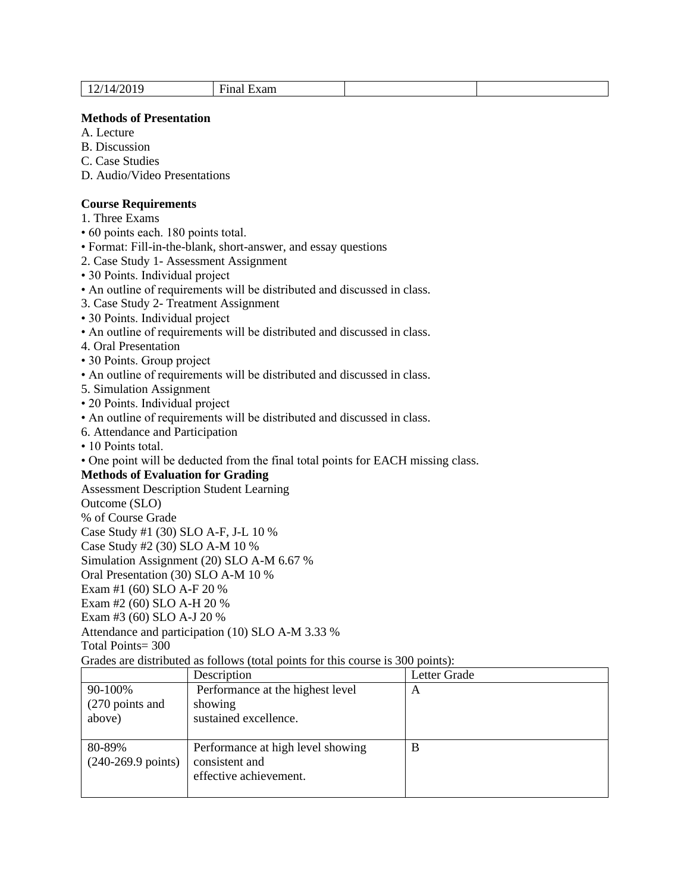| 12/14/2019 | Final Exam | | |
|---|---|---|---|

**Methods of Presentation**

A. Lecture
B. Discussion
C. Case Studies
D. Audio/Video Presentations

**Course Requirements**

1. Three Exams
• 60 points each. 180 points total.
• Format: Fill-in-the-blank, short-answer, and essay questions
2. Case Study 1- Assessment Assignment
• 30 Points. Individual project
• An outline of requirements will be distributed and discussed in class.
3. Case Study 2- Treatment Assignment
• 30 Points. Individual project
• An outline of requirements will be distributed and discussed in class.
4. Oral Presentation
• 30 Points. Group project
• An outline of requirements will be distributed and discussed in class.
5. Simulation Assignment
• 20 Points. Individual project
• An outline of requirements will be distributed and discussed in class.
6. Attendance and Participation
• 10 Points total.
• One point will be deducted from the final total points for EACH missing class.

**Methods of Evaluation for Grading**

Assessment Description Student Learning
Outcome (SLO)
% of Course Grade
Case Study #1 (30) SLO A-F, J-L 10 %
Case Study #2 (30) SLO A-M 10 %
Simulation Assignment (20) SLO A-M 6.67 %
Oral Presentation (30) SLO A-M 10 %
Exam #1 (60) SLO A-F 20 %
Exam #2 (60) SLO A-H 20 %
Exam #3 (60) SLO A-J 20 %
Attendance and participation (10) SLO A-M 3.33 %
Total Points= 300
Grades are distributed as follows (total points for this course is 300 points):

| | Description | Letter Grade |
|---|---|---|
| 90-100% (270 points and above) | Performance at the highest level showing sustained excellence. | A |
| 80-89% (240-269.9 points) | Performance at high level showing consistent and effective achievement. | B |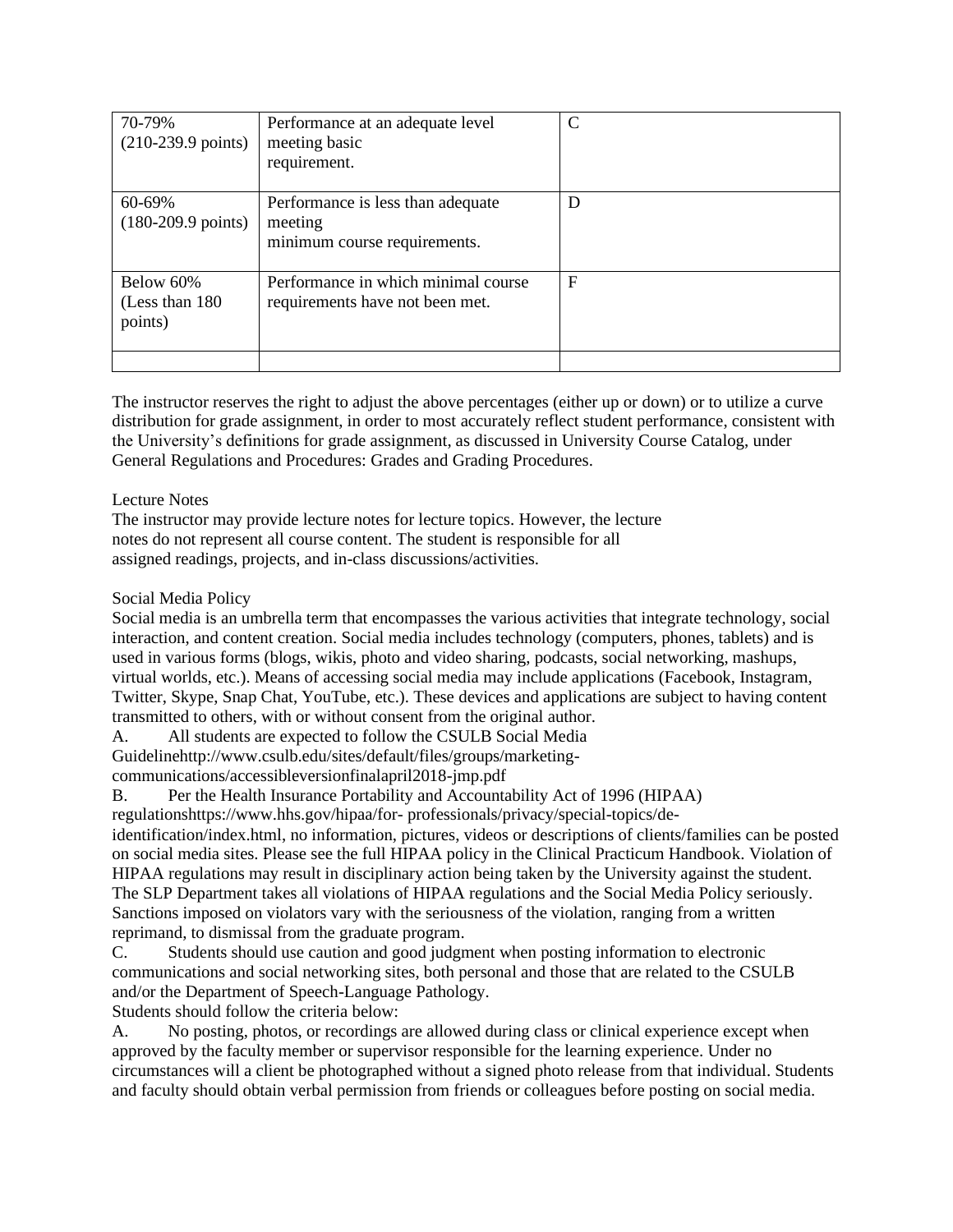| 70-79% (210-239.9 points) | Performance at an adequate level meeting basic requirement. | C |
|---|---|---|
| 60-69% (180-209.9 points) | Performance is less than adequate meeting minimum course requirements. | D |
| Below 60% (Less than 180 points) | Performance in which minimal course requirements have not been met. | F |
| | | |

The instructor reserves the right to adjust the above percentages (either up or down) or to utilize a curve distribution for grade assignment, in order to most accurately reflect student performance, consistent with the University's definitions for grade assignment, as discussed in University Course Catalog, under General Regulations and Procedures: Grades and Grading Procedures.

Lecture Notes
The instructor may provide lecture notes for lecture topics. However, the lecture notes do not represent all course content. The student is responsible for all assigned readings, projects, and in-class discussions/activities.

Social Media Policy
Social media is an umbrella term that encompasses the various activities that integrate technology, social interaction, and content creation. Social media includes technology (computers, phones, tablets) and is used in various forms (blogs, wikis, photo and video sharing, podcasts, social networking, mashups, virtual worlds, etc.). Means of accessing social media may include applications (Facebook, Instagram, Twitter, Skype, Snap Chat, YouTube, etc.). These devices and applications are subject to having content transmitted to others, with or without consent from the original author.

A. All students are expected to follow the CSULB Social Media Guidelinehttp://www.csulb.edu/sites/default/files/groups/marketing-communications/accessibleversionfinalapril2018-jmp.pdf

B. Per the Health Insurance Portability and Accountability Act of 1996 (HIPAA) regulationshttps://www.hhs.gov/hipaa/for- professionals/privacy/special-topics/de-identification/index.html, no information, pictures, videos or descriptions of clients/families can be posted on social media sites. Please see the full HIPAA policy in the Clinical Practicum Handbook. Violation of HIPAA regulations may result in disciplinary action being taken by the University against the student. The SLP Department takes all violations of HIPAA regulations and the Social Media Policy seriously. Sanctions imposed on violators vary with the seriousness of the violation, ranging from a written reprimand, to dismissal from the graduate program.

C. Students should use caution and good judgment when posting information to electronic communications and social networking sites, both personal and those that are related to the CSULB and/or the Department of Speech-Language Pathology.

Students should follow the criteria below:

A. No posting, photos, or recordings are allowed during class or clinical experience except when approved by the faculty member or supervisor responsible for the learning experience. Under no circumstances will a client be photographed without a signed photo release from that individual. Students and faculty should obtain verbal permission from friends or colleagues before posting on social media.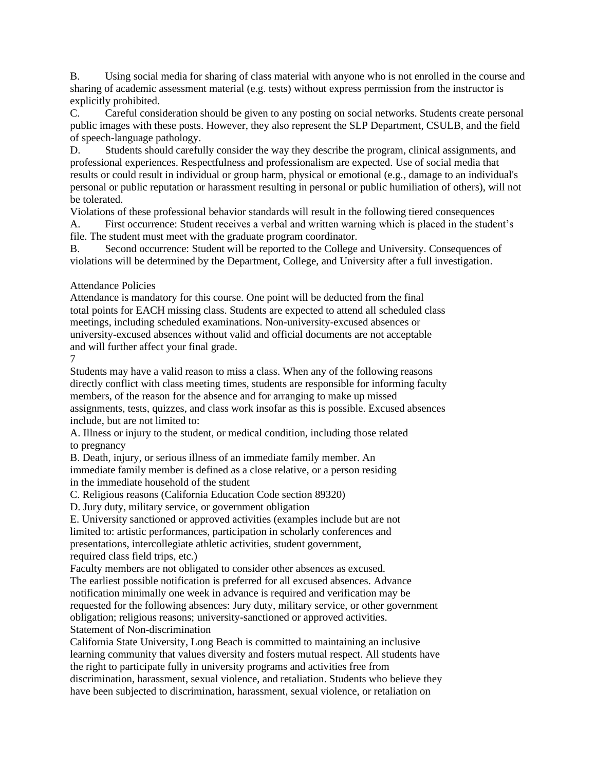B. Using social media for sharing of class material with anyone who is not enrolled in the course and sharing of academic assessment material (e.g. tests) without express permission from the instructor is explicitly prohibited.

C. Careful consideration should be given to any posting on social networks. Students create personal public images with these posts. However, they also represent the SLP Department, CSULB, and the field of speech-language pathology.

D. Students should carefully consider the way they describe the program, clinical assignments, and professional experiences. Respectfulness and professionalism are expected. Use of social media that results or could result in individual or group harm, physical or emotional (e.g., damage to an individual's personal or public reputation or harassment resulting in personal or public humiliation of others), will not be tolerated.

Violations of these professional behavior standards will result in the following tiered consequences

A. First occurrence: Student receives a verbal and written warning which is placed in the student's file. The student must meet with the graduate program coordinator.

B. Second occurrence: Student will be reported to the College and University. Consequences of violations will be determined by the Department, College, and University after a full investigation.

## Attendance Policies

Attendance is mandatory for this course. One point will be deducted from the final total points for EACH missing class. Students are expected to attend all scheduled class meetings, including scheduled examinations. Non-university-excused absences or university-excused absences without valid and official documents are not acceptable and will further affect your final grade.

Students may have a valid reason to miss a class. When any of the following reasons directly conflict with class meeting times, students are responsible for informing faculty members, of the reason for the absence and for arranging to make up missed assignments, tests, quizzes, and class work insofar as this is possible. Excused absences include, but are not limited to:

A. Illness or injury to the student, or medical condition, including those related to pregnancy

B. Death, injury, or serious illness of an immediate family member. An immediate family member is defined as a close relative, or a person residing in the immediate household of the student

C. Religious reasons (California Education Code section 89320)

D. Jury duty, military service, or government obligation

E. University sanctioned or approved activities (examples include but are not limited to: artistic performances, participation in scholarly conferences and presentations, intercollegiate athletic activities, student government, required class field trips, etc.)

Faculty members are not obligated to consider other absences as excused. The earliest possible notification is preferred for all excused absences. Advance notification minimally one week in advance is required and verification may be requested for the following absences: Jury duty, military service, or other government obligation; religious reasons; university-sanctioned or approved activities.

## Statement of Non-discrimination

California State University, Long Beach is committed to maintaining an inclusive learning community that values diversity and fosters mutual respect. All students have the right to participate fully in university programs and activities free from discrimination, harassment, sexual violence, and retaliation. Students who believe they have been subjected to discrimination, harassment, sexual violence, or retaliation on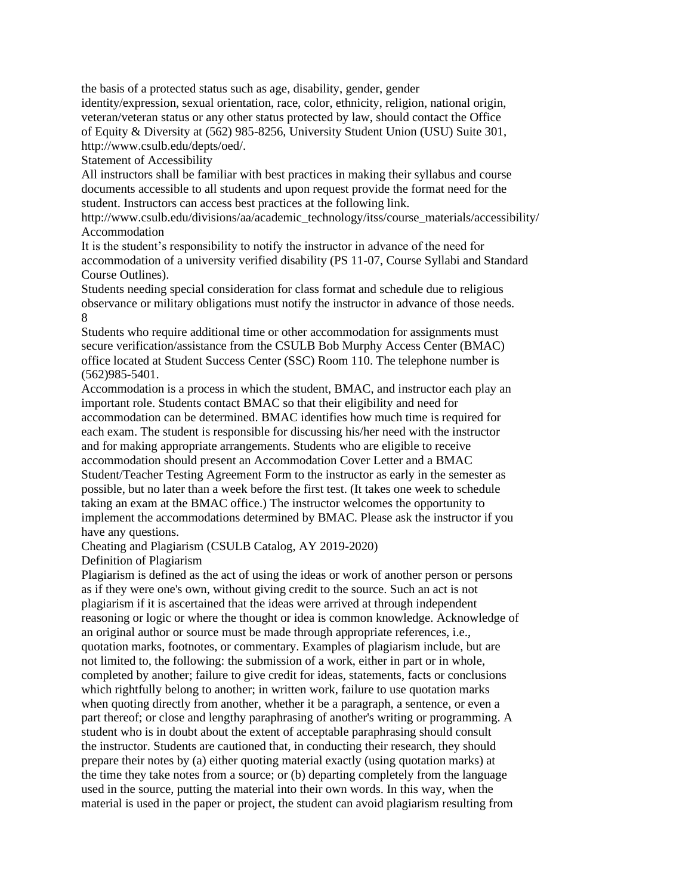the basis of a protected status such as age, disability, gender, gender identity/expression, sexual orientation, race, color, ethnicity, religion, national origin, veteran/veteran status or any other status protected by law, should contact the Office of Equity & Diversity at (562) 985-8256, University Student Union (USU) Suite 301, http://www.csulb.edu/depts/oed/.

## Statement of Accessibility

All instructors shall be familiar with best practices in making their syllabus and course documents accessible to all students and upon request provide the format need for the student. Instructors can access best practices at the following link.
http://www.csulb.edu/divisions/aa/academic_technology/itss/course_materials/accessibility/

## Accommodation

It is the student's responsibility to notify the instructor in advance of the need for accommodation of a university verified disability (PS 11-07, Course Syllabi and Standard Course Outlines).

Students needing special consideration for class format and schedule due to religious observance or military obligations must notify the instructor in advance of those needs.

Students who require additional time or other accommodation for assignments must secure verification/assistance from the CSULB Bob Murphy Access Center (BMAC) office located at Student Success Center (SSC) Room 110. The telephone number is (562)985-5401.

Accommodation is a process in which the student, BMAC, and instructor each play an important role. Students contact BMAC so that their eligibility and need for accommodation can be determined. BMAC identifies how much time is required for each exam. The student is responsible for discussing his/her need with the instructor and for making appropriate arrangements. Students who are eligible to receive accommodation should present an Accommodation Cover Letter and a BMAC Student/Teacher Testing Agreement Form to the instructor as early in the semester as possible, but no later than a week before the first test. (It takes one week to schedule taking an exam at the BMAC office.) The instructor welcomes the opportunity to implement the accommodations determined by BMAC. Please ask the instructor if you have any questions.

## Cheating and Plagiarism (CSULB Catalog, AY 2019-2020)

### Definition of Plagiarism

Plagiarism is defined as the act of using the ideas or work of another person or persons as if they were one's own, without giving credit to the source. Such an act is not plagiarism if it is ascertained that the ideas were arrived at through independent reasoning or logic or where the thought or idea is common knowledge. Acknowledge of an original author or source must be made through appropriate references, i.e., quotation marks, footnotes, or commentary. Examples of plagiarism include, but are not limited to, the following: the submission of a work, either in part or in whole, completed by another; failure to give credit for ideas, statements, facts or conclusions which rightfully belong to another; in written work, failure to use quotation marks when quoting directly from another, whether it be a paragraph, a sentence, or even a part thereof; or close and lengthy paraphrasing of another's writing or programming. A student who is in doubt about the extent of acceptable paraphrasing should consult the instructor. Students are cautioned that, in conducting their research, they should prepare their notes by (a) either quoting material exactly (using quotation marks) at the time they take notes from a source; or (b) departing completely from the language used in the source, putting the material into their own words. In this way, when the material is used in the paper or project, the student can avoid plagiarism resulting from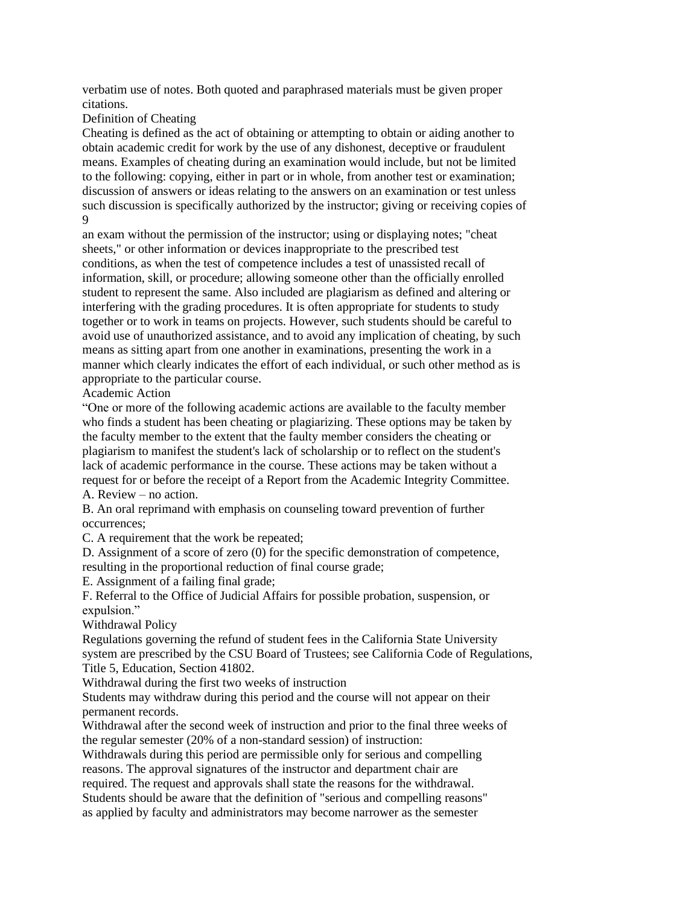verbatim use of notes. Both quoted and paraphrased materials must be given proper citations.

## Definition of Cheating

Cheating is defined as the act of obtaining or attempting to obtain or aiding another to obtain academic credit for work by the use of any dishonest, deceptive or fraudulent means. Examples of cheating during an examination would include, but not be limited to the following: copying, either in part or in whole, from another test or examination; discussion of answers or ideas relating to the answers on an examination or test unless such discussion is specifically authorized by the instructor; giving or receiving copies of an exam without the permission of the instructor; using or displaying notes; "cheat sheets," or other information or devices inappropriate to the prescribed test conditions, as when the test of competence includes a test of unassisted recall of information, skill, or procedure; allowing someone other than the officially enrolled student to represent the same. Also included are plagiarism as defined and altering or interfering with the grading procedures. It is often appropriate for students to study together or to work in teams on projects. However, such students should be careful to avoid use of unauthorized assistance, and to avoid any implication of cheating, by such means as sitting apart from one another in examinations, presenting the work in a manner which clearly indicates the effort of each individual, or such other method as is appropriate to the particular course.

## Academic Action

"One or more of the following academic actions are available to the faculty member who finds a student has been cheating or plagiarizing. These options may be taken by the faculty member to the extent that the faulty member considers the cheating or plagiarism to manifest the student's lack of scholarship or to reflect on the student's lack of academic performance in the course. These actions may be taken without a request for or before the receipt of a Report from the Academic Integrity Committee.

A. Review – no action.

B. An oral reprimand with emphasis on counseling toward prevention of further occurrences;

C. A requirement that the work be repeated;

D. Assignment of a score of zero (0) for the specific demonstration of competence, resulting in the proportional reduction of final course grade;

E. Assignment of a failing final grade;

F. Referral to the Office of Judicial Affairs for possible probation, suspension, or expulsion."

## Withdrawal Policy

Regulations governing the refund of student fees in the California State University system are prescribed by the CSU Board of Trustees; see California Code of Regulations, Title 5, Education, Section 41802.

### Withdrawal during the first two weeks of instruction

Students may withdraw during this period and the course will not appear on their permanent records.

### Withdrawal after the second week of instruction and prior to the final three weeks of the regular semester (20% of a non-standard session) of instruction:

Withdrawals during this period are permissible only for serious and compelling reasons. The approval signatures of the instructor and department chair are required. The request and approvals shall state the reasons for the withdrawal. Students should be aware that the definition of "serious and compelling reasons" as applied by faculty and administrators may become narrower as the semester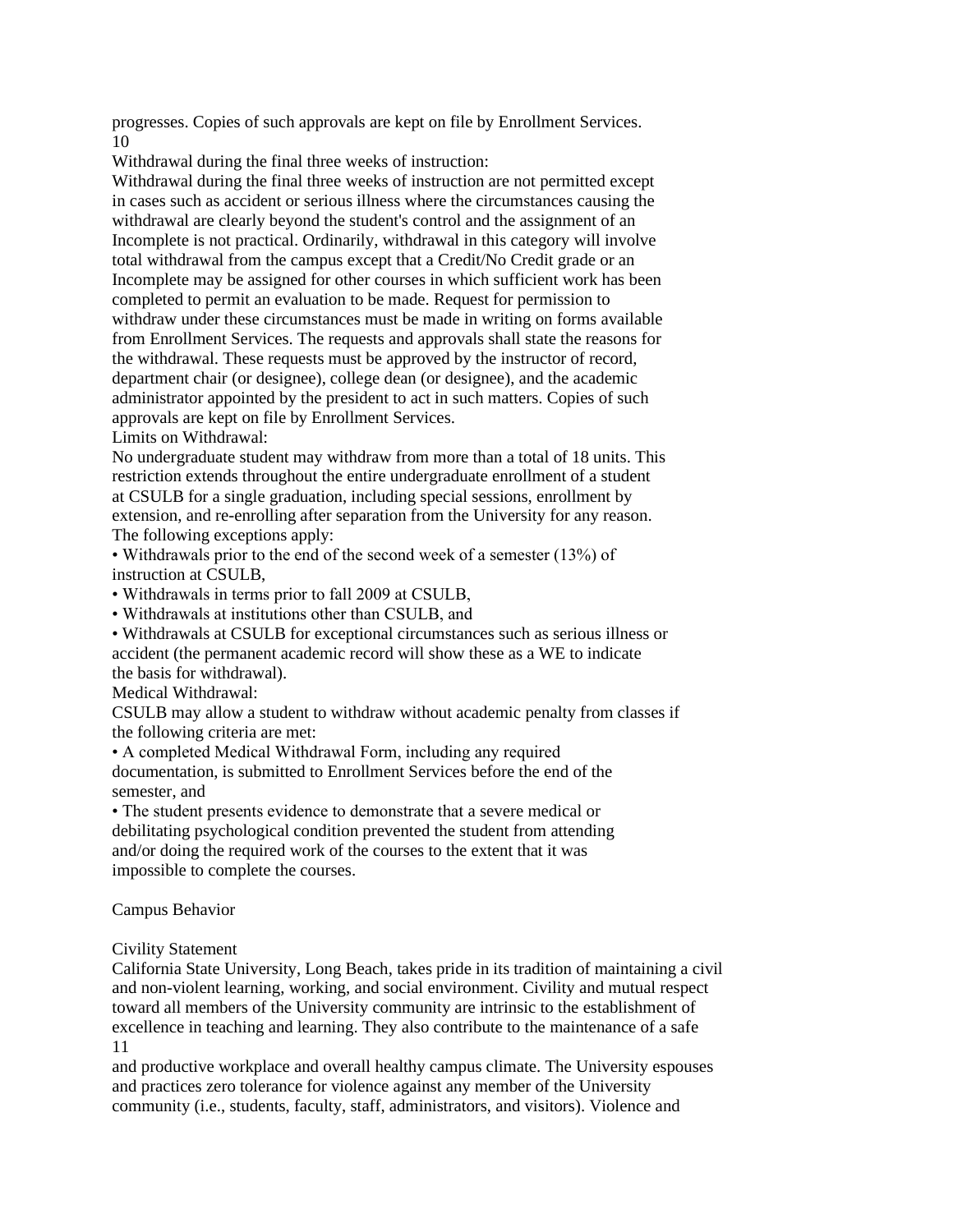progresses. Copies of such approvals are kept on file by Enrollment Services.

Withdrawal during the final three weeks of instruction:

Withdrawal during the final three weeks of instruction are not permitted except in cases such as accident or serious illness where the circumstances causing the withdrawal are clearly beyond the student's control and the assignment of an Incomplete is not practical. Ordinarily, withdrawal in this category will involve total withdrawal from the campus except that a Credit/No Credit grade or an Incomplete may be assigned for other courses in which sufficient work has been completed to permit an evaluation to be made. Request for permission to withdraw under these circumstances must be made in writing on forms available from Enrollment Services. The requests and approvals shall state the reasons for the withdrawal. These requests must be approved by the instructor of record, department chair (or designee), college dean (or designee), and the academic administrator appointed by the president to act in such matters. Copies of such approvals are kept on file by Enrollment Services.

Limits on Withdrawal:

No undergraduate student may withdraw from more than a total of 18 units. This restriction extends throughout the entire undergraduate enrollment of a student at CSULB for a single graduation, including special sessions, enrollment by extension, and re-enrolling after separation from the University for any reason. The following exceptions apply:

- Withdrawals prior to the end of the second week of a semester (13%) of instruction at CSULB,
- Withdrawals in terms prior to fall 2009 at CSULB,
- Withdrawals at institutions other than CSULB, and
- Withdrawals at CSULB for exceptional circumstances such as serious illness or accident (the permanent academic record will show these as a WE to indicate the basis for withdrawal).

Medical Withdrawal:

CSULB may allow a student to withdraw without academic penalty from classes if the following criteria are met:

- A completed Medical Withdrawal Form, including any required documentation, is submitted to Enrollment Services before the end of the semester, and
- The student presents evidence to demonstrate that a severe medical or debilitating psychological condition prevented the student from attending and/or doing the required work of the courses to the extent that it was impossible to complete the courses.

## Campus Behavior

### Civility Statement

California State University, Long Beach, takes pride in its tradition of maintaining a civil and non-violent learning, working, and social environment. Civility and mutual respect toward all members of the University community are intrinsic to the establishment of excellence in teaching and learning. They also contribute to the maintenance of a safe and productive workplace and overall healthy campus climate. The University espouses and practices zero tolerance for violence against any member of the University community (i.e., students, faculty, staff, administrators, and visitors). Violence and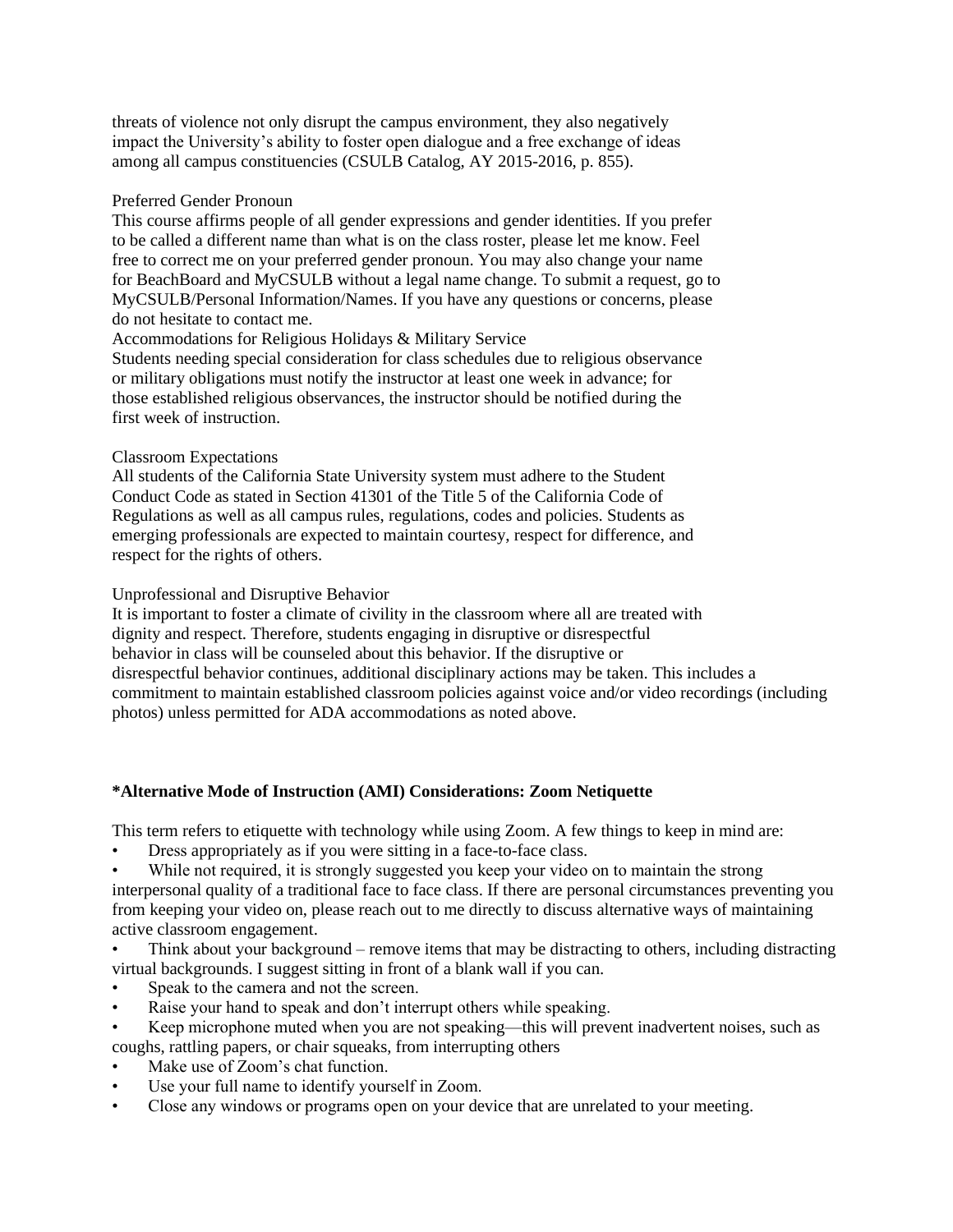threats of violence not only disrupt the campus environment, they also negatively impact the University's ability to foster open dialogue and a free exchange of ideas among all campus constituencies (CSULB Catalog, AY 2015-2016, p. 855).

Preferred Gender Pronoun

This course affirms people of all gender expressions and gender identities. If you prefer to be called a different name than what is on the class roster, please let me know. Feel free to correct me on your preferred gender pronoun. You may also change your name for BeachBoard and MyCSULB without a legal name change. To submit a request, go to MyCSULB/Personal Information/Names. If you have any questions or concerns, please do not hesitate to contact me.

Accommodations for Religious Holidays & Military Service

Students needing special consideration for class schedules due to religious observance or military obligations must notify the instructor at least one week in advance; for those established religious observances, the instructor should be notified during the first week of instruction.

Classroom Expectations

All students of the California State University system must adhere to the Student Conduct Code as stated in Section 41301 of the Title 5 of the California Code of Regulations as well as all campus rules, regulations, codes and policies. Students as emerging professionals are expected to maintain courtesy, respect for difference, and respect for the rights of others.

Unprofessional and Disruptive Behavior

It is important to foster a climate of civility in the classroom where all are treated with dignity and respect. Therefore, students engaging in disruptive or disrespectful behavior in class will be counseled about this behavior. If the disruptive or disrespectful behavior continues, additional disciplinary actions may be taken. This includes a commitment to maintain established classroom policies against voice and/or video recordings (including photos) unless permitted for ADA accommodations as noted above.

**\*Alternative Mode of Instruction (AMI) Considerations: Zoom Netiquette**

This term refers to etiquette with technology while using Zoom. A few things to keep in mind are:

- Dress appropriately as if you were sitting in a face-to-face class.
- While not required, it is strongly suggested you keep your video on to maintain the strong interpersonal quality of a traditional face to face class. If there are personal circumstances preventing you from keeping your video on, please reach out to me directly to discuss alternative ways of maintaining active classroom engagement.
- Think about your background – remove items that may be distracting to others, including distracting virtual backgrounds. I suggest sitting in front of a blank wall if you can.
- Speak to the camera and not the screen.
- Raise your hand to speak and don't interrupt others while speaking.
- Keep microphone muted when you are not speaking—this will prevent inadvertent noises, such as coughs, rattling papers, or chair squeaks, from interrupting others
- Make use of Zoom's chat function.
- Use your full name to identify yourself in Zoom.
- Close any windows or programs open on your device that are unrelated to your meeting.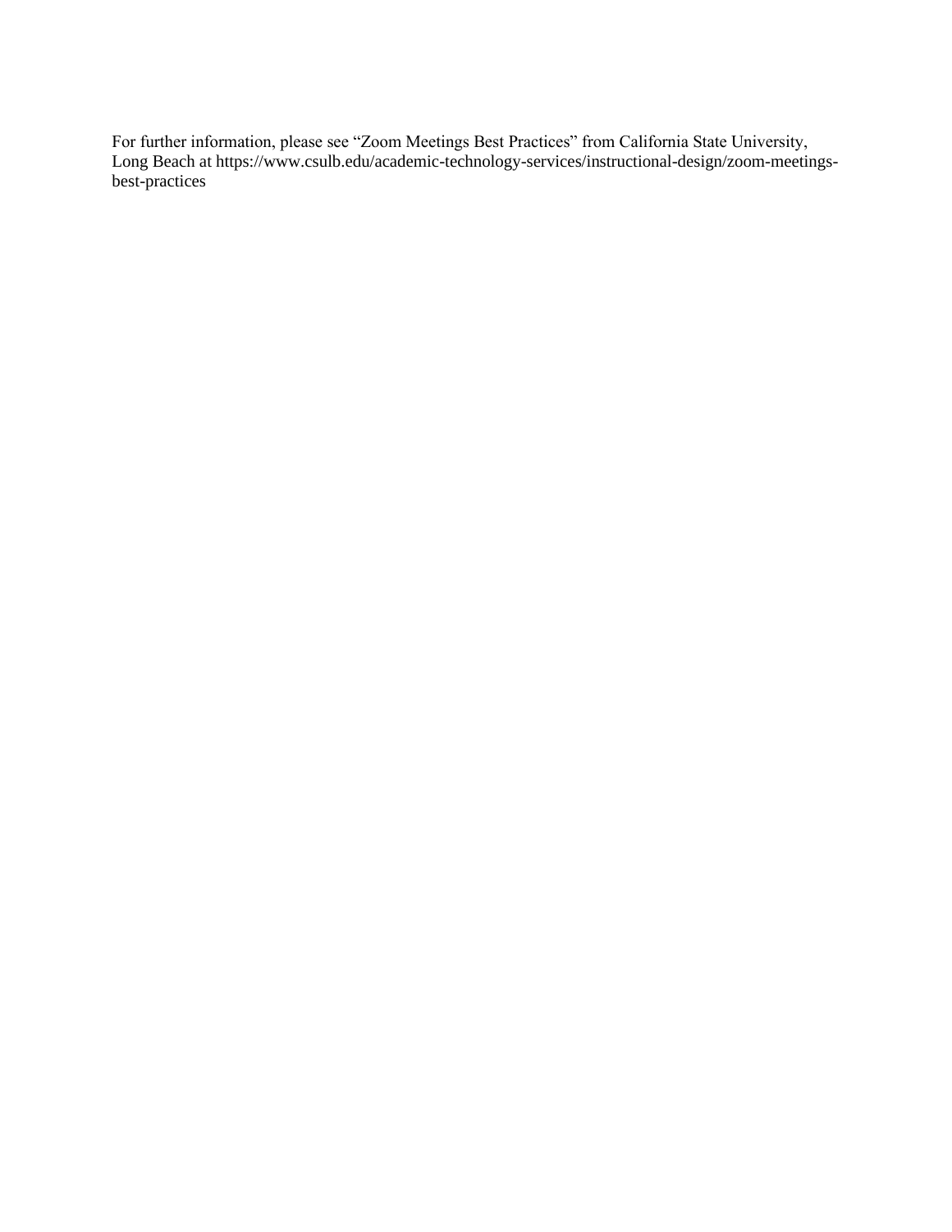For further information, please see “Zoom Meetings Best Practices” from California State University, Long Beach at https://www.csulb.edu/academic-technology-services/instructional-design/zoom-meetings-best-practices